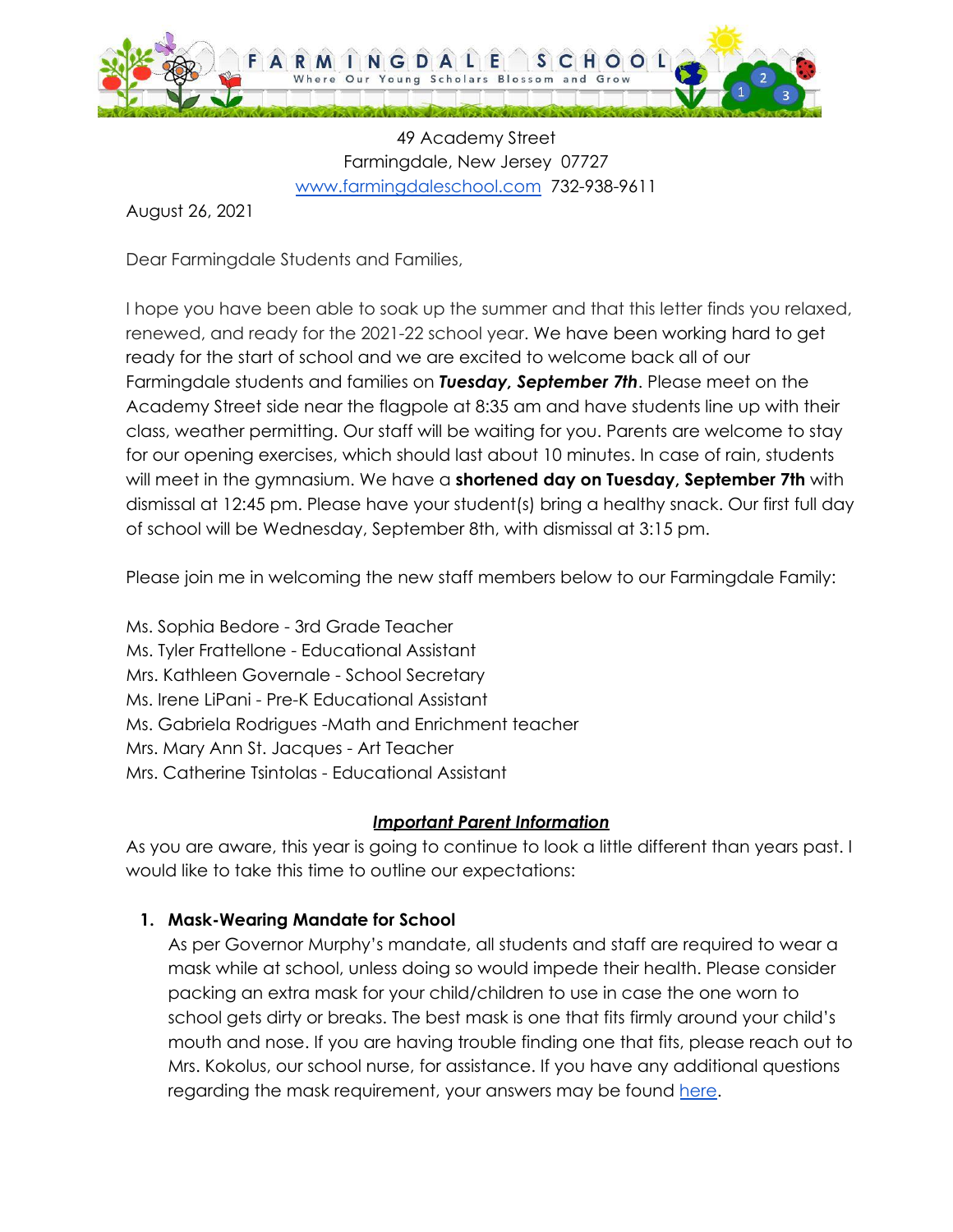# FARMINGDALE SCHOOL

Where Our Young Scholars Blossom and Grow

49 Academy Street
Farmingdale, New Jersey 07727
www.farmingdaleschool.com 732-938-9611

August 26, 2021

Dear Farmingdale Students and Families,

I hope you have been able to soak up the summer and that this letter finds you relaxed, renewed, and ready for the 2021-22 school year. We have been working hard to get ready for the start of school and we are excited to welcome back all of our Farmingdale students and families on ***Tuesday, September 7th***. Please meet on the Academy Street side near the flagpole at 8:35 am and have students line up with their class, weather permitting. Our staff will be waiting for you. Parents are welcome to stay for our opening exercises, which should last about 10 minutes. In case of rain, students will meet in the gymnasium. We have a **shortened day on Tuesday, September 7th** with dismissal at 12:45 pm. Please have your student(s) bring a healthy snack. Our first full day of school will be Wednesday, September 8th, with dismissal at 3:15 pm.

Please join me in welcoming the new staff members below to our Farmingdale Family:

Ms. Sophia Bedore - 3rd Grade Teacher
Ms. Tyler Frattellone - Educational Assistant
Mrs. Kathleen Governale - School Secretary
Ms. Irene LiPani - Pre-K Educational Assistant
Ms. Gabriela Rodrigues -Math and Enrichment teacher
Mrs. Mary Ann St. Jacques - Art Teacher
Mrs. Catherine Tsintolas - Educational Assistant

***Important Parent Information***

As you are aware, this year is going to continue to look a little different than years past. I would like to take this time to outline our expectations:

1. **Mask-Wearing Mandate for School**
   As per Governor Murphy's mandate, all students and staff are required to wear a mask while at school, unless doing so would impede their health. Please consider packing an extra mask for your child/children to use in case the one worn to school gets dirty or breaks. The best mask is one that fits firmly around your child's mouth and nose. If you are having trouble finding one that fits, please reach out to Mrs. Kokolus, our school nurse, for assistance. If you have any additional questions regarding the mask requirement, your answers may be found here.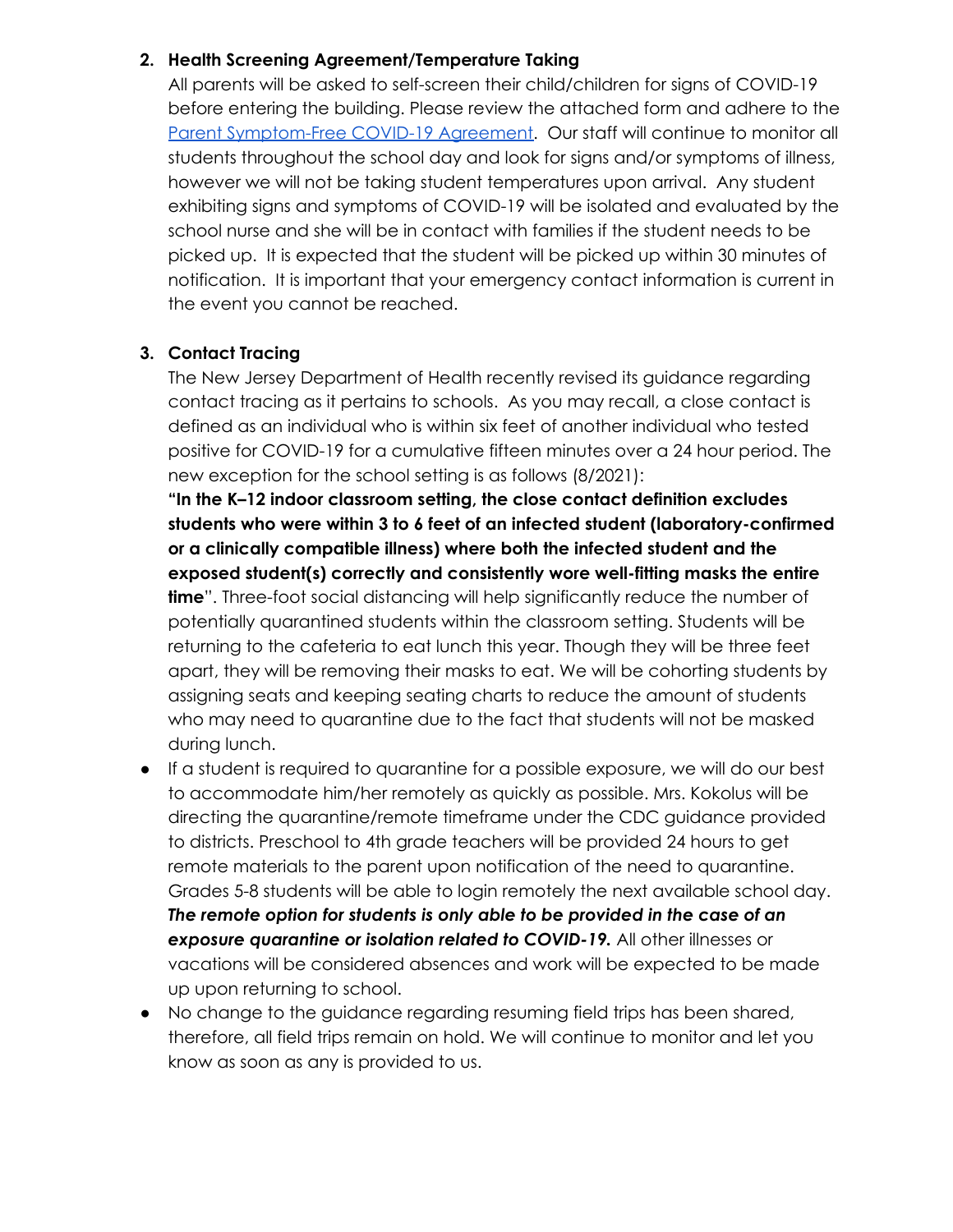2. **Health Screening Agreement/Temperature Taking**

   All parents will be asked to self-screen their child/children for signs of COVID-19 before entering the building. Please review the attached form and adhere to the Parent Symptom-Free COVID-19 Agreement. Our staff will continue to monitor all students throughout the school day and look for signs and/or symptoms of illness, however we will not be taking student temperatures upon arrival. Any student exhibiting signs and symptoms of COVID-19 will be isolated and evaluated by the school nurse and she will be in contact with families if the student needs to be picked up. It is expected that the student will be picked up within 30 minutes of notification. It is important that your emergency contact information is current in the event you cannot be reached.

3. **Contact Tracing**

   The New Jersey Department of Health recently revised its guidance regarding contact tracing as it pertains to schools. As you may recall, a close contact is defined as an individual who is within six feet of another individual who tested positive for COVID-19 for a cumulative fifteen minutes over a 24 hour period. The new exception for the school setting is as follows (8/2021):
   **"In the K–12 indoor classroom setting, the close contact definition excludes students who were within 3 to 6 feet of an infected student (laboratory-confirmed or a clinically compatible illness) where both the infected student and the exposed student(s) correctly and consistently wore well-fitting masks the entire time**". Three-foot social distancing will help significantly reduce the number of potentially quarantined students within the classroom setting. Students will be returning to the cafeteria to eat lunch this year. Though they will be three feet apart, they will be removing their masks to eat. We will be cohorting students by assigning seats and keeping seating charts to reduce the amount of students who may need to quarantine due to the fact that students will not be masked during lunch.

- If a student is required to quarantine for a possible exposure, we will do our best to accommodate him/her remotely as quickly as possible. Mrs. Kokolus will be directing the quarantine/remote timeframe under the CDC guidance provided to districts. Preschool to 4th grade teachers will be provided 24 hours to get remote materials to the parent upon notification of the need to quarantine. Grades 5-8 students will be able to login remotely the next available school day. ***The remote option for students is only able to be provided in the case of an exposure quarantine or isolation related to COVID-19.*** All other illnesses or vacations will be considered absences and work will be expected to be made up upon returning to school.
- No change to the guidance regarding resuming field trips has been shared, therefore, all field trips remain on hold. We will continue to monitor and let you know as soon as any is provided to us.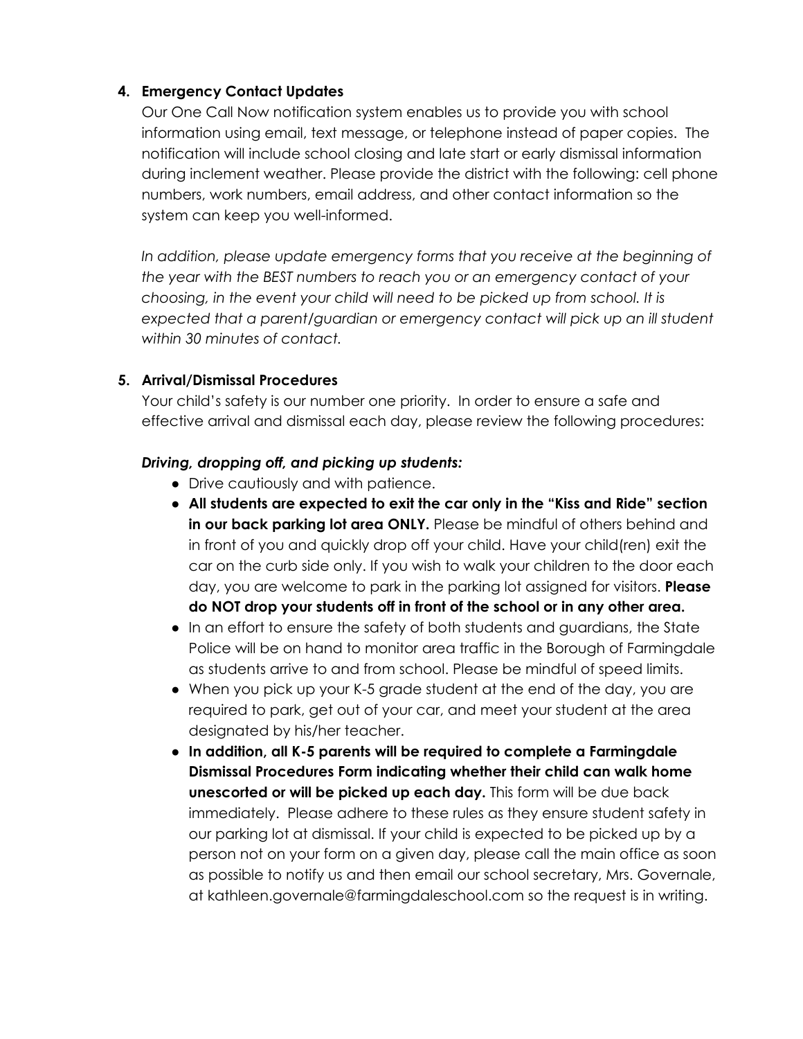4. **Emergency Contact Updates**

   Our One Call Now notification system enables us to provide you with school information using email, text message, or telephone instead of paper copies. The notification will include school closing and late start or early dismissal information during inclement weather. Please provide the district with the following: cell phone numbers, work numbers, email address, and other contact information so the system can keep you well-informed.

   *In addition, please update emergency forms that you receive at the beginning of the year with the BEST numbers to reach you or an emergency contact of your choosing, in the event your child will need to be picked up from school. It is expected that a parent/guardian or emergency contact will pick up an ill student within 30 minutes of contact.*

5. **Arrival/Dismissal Procedures**

   Your child's safety is our number one priority. In order to ensure a safe and effective arrival and dismissal each day, please review the following procedures:

   ***Driving, dropping off, and picking up students:***

   - Drive cautiously and with patience.
   - **All students are expected to exit the car only in the "Kiss and Ride" section in our back parking lot area ONLY.** Please be mindful of others behind and in front of you and quickly drop off your child. Have your child(ren) exit the car on the curb side only. If you wish to walk your children to the door each day, you are welcome to park in the parking lot assigned for visitors. **Please do NOT drop your students off in front of the school or in any other area.**
   - In an effort to ensure the safety of both students and guardians, the State Police will be on hand to monitor area traffic in the Borough of Farmingdale as students arrive to and from school. Please be mindful of speed limits.
   - When you pick up your K-5 grade student at the end of the day, you are required to park, get out of your car, and meet your student at the area designated by his/her teacher.
   - **In addition, all K-5 parents will be required to complete a Farmingdale Dismissal Procedures Form indicating whether their child can walk home unescorted or will be picked up each day.** This form will be due back immediately. Please adhere to these rules as they ensure student safety in our parking lot at dismissal. If your child is expected to be picked up by a person not on your form on a given day, please call the main office as soon as possible to notify us and then email our school secretary, Mrs. Governale, at kathleen.governale@farmingdaleschool.com so the request is in writing.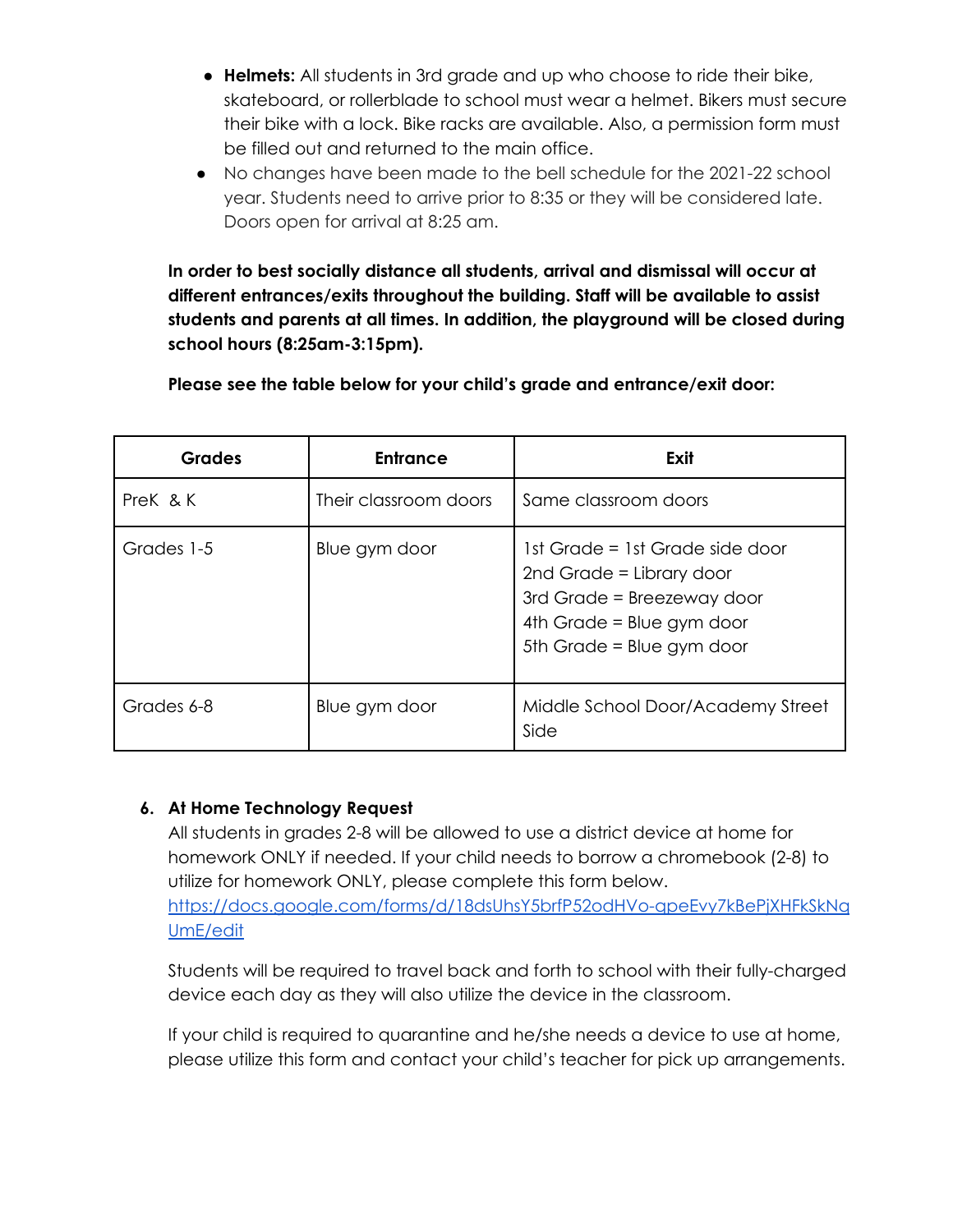- **Helmets:** All students in 3rd grade and up who choose to ride their bike, skateboard, or rollerblade to school must wear a helmet. Bikers must secure their bike with a lock. Bike racks are available. Also, a permission form must be filled out and returned to the main office.
- No changes have been made to the bell schedule for the 2021-22 school year. Students need to arrive prior to 8:35 or they will be considered late. Doors open for arrival at 8:25 am.

**In order to best socially distance all students, arrival and dismissal will occur at different entrances/exits throughout the building. Staff will be available to assist students and parents at all times. In addition, the playground will be closed during school hours (8:25am-3:15pm).**

**Please see the table below for your child's grade and entrance/exit door:**

| Grades | Entrance | Exit |
| --- | --- | --- |
| PreK & K | Their classroom doors | Same classroom doors |
| Grades 1-5 | Blue gym door | 1st Grade = 1st Grade side door<br>2nd Grade = Library door<br>3rd Grade = Breezeway door<br>4th Grade = Blue gym door<br>5th Grade = Blue gym door |
| Grades 6-8 | Blue gym door | Middle School Door/Academy Street Side |

6. **At Home Technology Request**

All students in grades 2-8 will be allowed to use a district device at home for homework ONLY if needed. If your child needs to borrow a chromebook (2-8) to utilize for homework ONLY, please complete this form below.
https://docs.google.com/forms/d/18dsUhsY5brfP52odHVo-qpeEvy7kBePjXHFkSkNqUmE/edit

Students will be required to travel back and forth to school with their fully-charged device each day as they will also utilize the device in the classroom.

If your child is required to quarantine and he/she needs a device to use at home, please utilize this form and contact your child's teacher for pick up arrangements.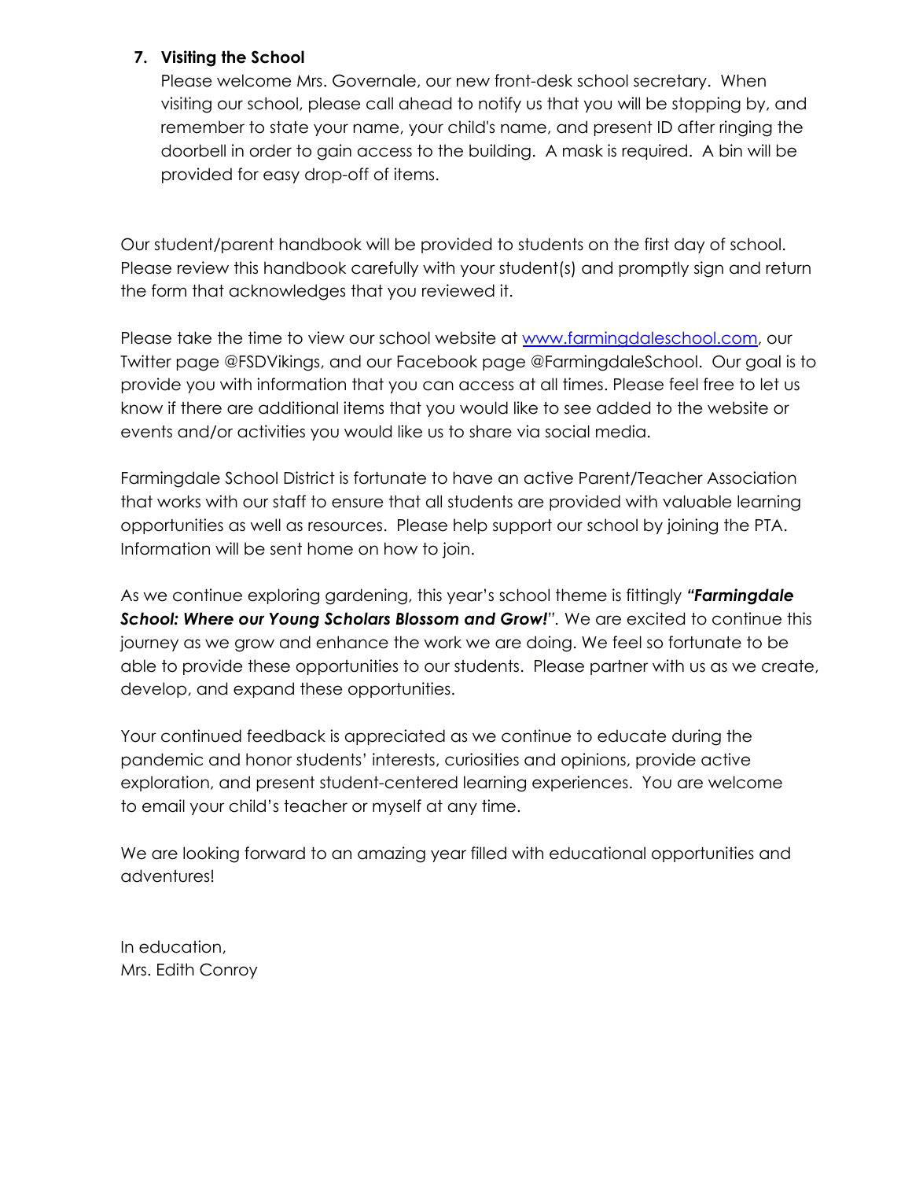7. **Visiting the School**
   Please welcome Mrs. Governale, our new front-desk school secretary. When visiting our school, please call ahead to notify us that you will be stopping by, and remember to state your name, your child's name, and present ID after ringing the doorbell in order to gain access to the building. A mask is required. A bin will be provided for easy drop-off of items.

Our student/parent handbook will be provided to students on the first day of school. Please review this handbook carefully with your student(s) and promptly sign and return the form that acknowledges that you reviewed it.

Please take the time to view our school website at [www.farmingdaleschool.com](http://www.farmingdaleschool.com), our Twitter page @FSDVikings, and our Facebook page @FarmingdaleSchool. Our goal is to provide you with information that you can access at all times. Please feel free to let us know if there are additional items that you would like to see added to the website or events and/or activities you would like us to share via social media.

Farmingdale School District is fortunate to have an active Parent/Teacher Association that works with our staff to ensure that all students are provided with valuable learning opportunities as well as resources. Please help support our school by joining the PTA. Information will be sent home on how to join.

As we continue exploring gardening, this year's school theme is fittingly ***"Farmingdale School: Where our Young Scholars Blossom and Grow!"***. We are excited to continue this journey as we grow and enhance the work we are doing. We feel so fortunate to be able to provide these opportunities to our students. Please partner with us as we create, develop, and expand these opportunities.

Your continued feedback is appreciated as we continue to educate during the pandemic and honor students' interests, curiosities and opinions, provide active exploration, and present student-centered learning experiences. You are welcome to email your child's teacher or myself at any time.

We are looking forward to an amazing year filled with educational opportunities and adventures!

In education,
Mrs. Edith Conroy